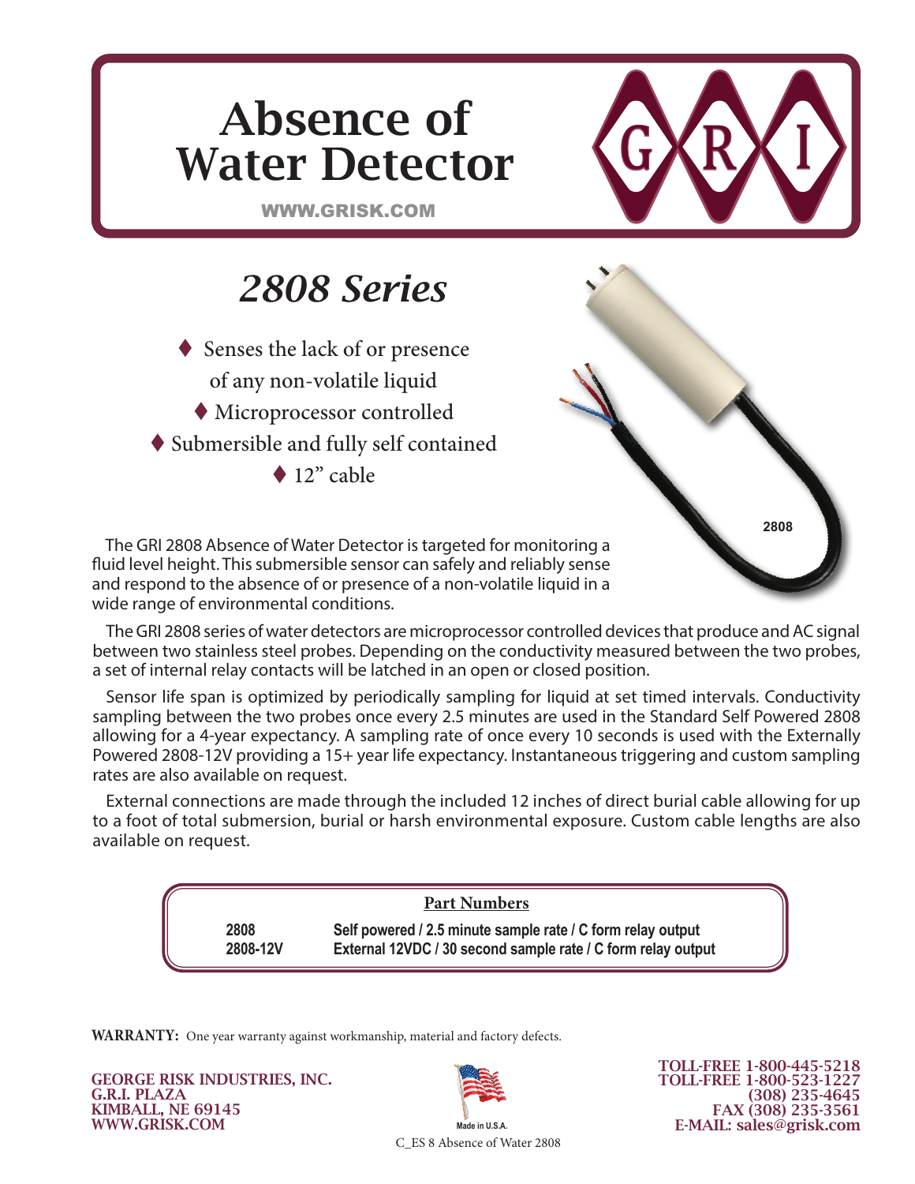# Absence of Water Detector

WWW.GRISK.COM

## *2808 Series*

- Senses the lack of or presence of any non-volatile liquid
- Microprocessor controlled
- Submersible and fully self contained
- 12" cable

2808

The GRI 2808 Absence of Water Detector is targeted for monitoring a fluid level height. This submersible sensor can safely and reliably sense and respond to the absence of or presence of a non-volatile liquid in a wide range of environmental conditions.

The GRI 2808 series of water detectors are microprocessor controlled devices that produce and AC signal between two stainless steel probes. Depending on the conductivity measured between the two probes, a set of internal relay contacts will be latched in an open or closed position.

Sensor life span is optimized by periodically sampling for liquid at set timed intervals. Conductivity sampling between the two probes once every 2.5 minutes are used in the Standard Self Powered 2808 allowing for a 4-year expectancy. A sampling rate of once every 10 seconds is used with the Externally Powered 2808-12V providing a 15+ year life expectancy. Instantaneous triggering and custom sampling rates are also available on request.

External connections are made through the included 12 inches of direct burial cable allowing for up to a foot of total submersion, burial or harsh environmental exposure. Custom cable lengths are also available on request.

**Part Numbers**

| Part Number | Description |
|---|---|
| **2808** | **Self powered / 2.5 minute sample rate / C form relay output** |
| **2808-12V** | **External 12VDC / 30 second sample rate / C form relay output** |

**WARRANTY:** One year warranty against workmanship, material and factory defects.

**GEORGE RISK INDUSTRIES, INC.**
**G.R.I. PLAZA**
**KIMBALL, NE 69145**
**WWW.GRISK.COM**

Made in U.S.A.

C_ES 8 Absence of Water 2808

**TOLL-FREE 1-800-445-5218**
**TOLL-FREE 1-800-523-1227**
**(308) 235-4645**
**FAX (308) 235-3561**
**E-MAIL: sales@grisk.com**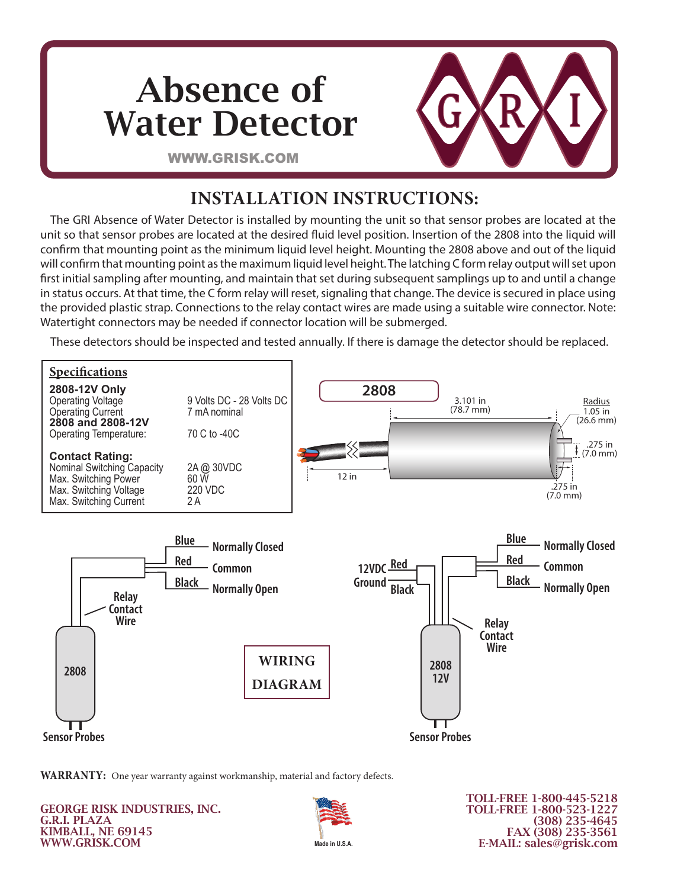# Absence of Water Detector

WWW.GRISK.COM

G R I

## INSTALLATION INSTRUCTIONS:

The GRI Absence of Water Detector is installed by mounting the unit so that sensor probes are located at the unit so that sensor probes are located at the desired fluid level position. Insertion of the 2808 into the liquid will confirm that mounting point as the minimum liquid level height. Mounting the 2808 above and out of the liquid will confirm that mounting point as the maximum liquid level height. The latching C form relay output will set upon first initial sampling after mounting, and maintain that set during subsequent samplings up to and until a change in status occurs. At that time, the C form relay will reset, signaling that change. The device is secured in place using the provided plastic strap. Connections to the relay contact wires are made using a suitable wire connector. Note: Watertight connectors may be needed if connector location will be submerged.

These detectors should be inspected and tested annually. If there is damage the detector should be replaced.

### Specifications

| | |
|---|---|
| **2808-12V Only** | |
| Operating Voltage | 9 Volts DC - 28 Volts DC |
| Operating Current | 7 mA nominal |
| **2808 and 2808-12V** | |
| Operating Temperature: | 70 C to -40C |
| **Contact Rating:** | |
| Nominal Switching Capacity | 2A @ 30VDC |
| Max. Switching Power | 60 W |
| Max. Switching Voltage | 220 VDC |
| Max. Switching Current | 2 A |

2808

3.101 in
(78.7 mm)

Radius
1.05 in
(26.6 mm)

.275 in
(7.0 mm)

12 in

.275 in
(7.0 mm)

Blue — Normally Closed
Red — Common
Black — Normally Open
Relay Contact Wire
2808
Sensor Probes

WIRING DIAGRAM

12VDC — Red
Ground — Black
Blue — Normally Closed
Red — Common
Black — Normally Open
Relay Contact Wire
2808 12V
Sensor Probes

**WARRANTY:** One year warranty against workmanship, material and factory defects.

GEORGE RISK INDUSTRIES, INC.
G.R.I. PLAZA
KIMBALL, NE 69145
WWW.GRISK.COM

Made in U.S.A.

TOLL-FREE 1-800-445-5218
TOLL-FREE 1-800-523-1227
(308) 235-4645
FAX (308) 235-3561
E-MAIL: sales@grisk.com